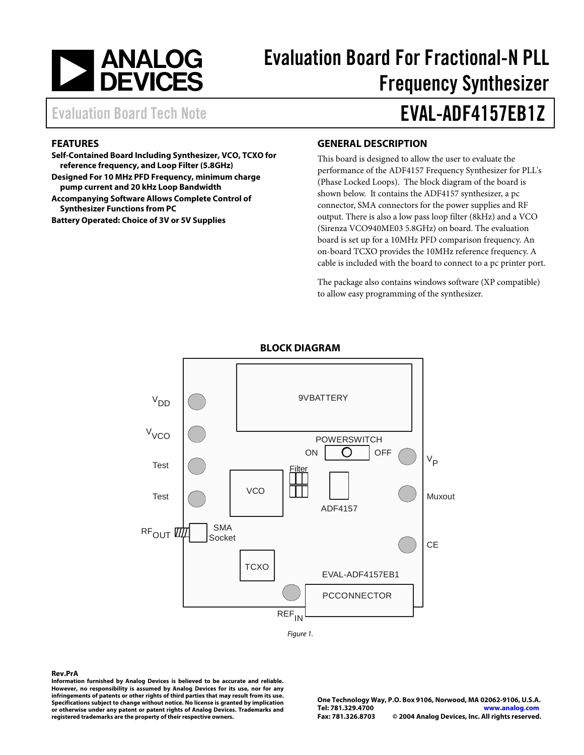# Evaluation Board For Fractional-N PLL Frequency Synthesizer

## EVAL-ADF4157EB1Z

Evaluation Board Tech Note

## FEATURES

**Self-Contained Board Including Synthesizer, VCO, TCXO for reference frequency, and Loop Filter (5.8GHz)**
**Designed For 10 MHz PFD Frequency, minimum charge pump current and 20 kHz Loop Bandwidth**
**Accompanying Software Allows Complete Control of Synthesizer Functions from PC**
**Battery Operated: Choice of 3V or 5V Supplies**

## GENERAL DESCRIPTION

This board is designed to allow the user to evaluate the performance of the ADF4157 Frequency Synthesizer for PLL's (Phase Locked Loops). The block diagram of the board is shown below. It contains the ADF4157 synthesizer, a pc connector, SMA connectors for the power supplies and RF output. There is also a low pass loop filter (8kHz) and a VCO (Sirenza VCO940ME03 5.8GHz) on board. The evaluation board is set up for a 10MHz PFD comparison frequency. An on-board TCXO provides the 10MHz reference frequency. A cable is included with the board to connect to a pc printer port.

The package also contains windows software (XP compatible) to allow easy programming of the synthesizer.

## BLOCK DIAGRAM

$V_{DD}$, $V_{VCO}$, Test, Test, $RF_{OUT}$, SMA Socket, 9VBATTERY, POWERSWITCH, ON, OFF, $V_P$, Filter, VCO, ADF4157, Muxout, CE, TCXO, EVAL-ADF4157EB1, PCCONNECTOR, $REF_{IN}$

*Figure 1.*

**Rev.PrA**
**Information furnished by Analog Devices is believed to be accurate and reliable. However, no responsibility is assumed by Analog Devices for its use, nor for any infringements of patents or other rights of third parties that may result from its use. Specifications subject to change without notice. No license is granted by implication or otherwise under any patent or patent rights of Analog Devices. Trademarks and registered trademarks are the property of their respective owners.**

**One Technology Way, P.O. Box 9106, Norwood, MA 02062-9106, U.S.A.**
**Tel: 781.329.4700 www.analog.com**
**Fax: 781.326.8703 © 2004 Analog Devices, Inc. All rights reserved.**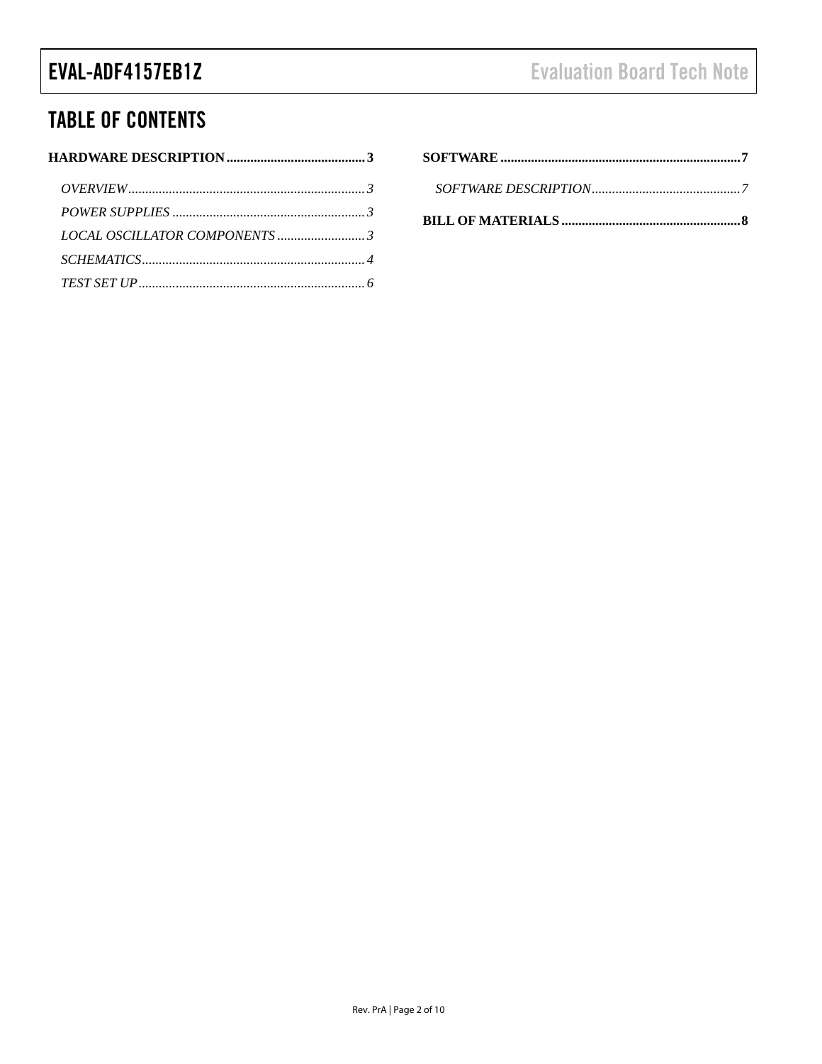## TABLE OF CONTENTS

**HARDWARE DESCRIPTION ......................................... 3**

*OVERVIEW ..................................................................... 3*

*POWER SUPPLIES ......................................................... 3*

*LOCAL OSCILLATOR COMPONENTS .......................... 3*

*SCHEMATICS ................................................................. 4*

*TEST SET UP .................................................................. 6*

**SOFTWARE ...................................................................... 7**

*SOFTWARE DESCRIPTION ............................................ 7*

**BILL OF MATERIALS ..................................................... 8**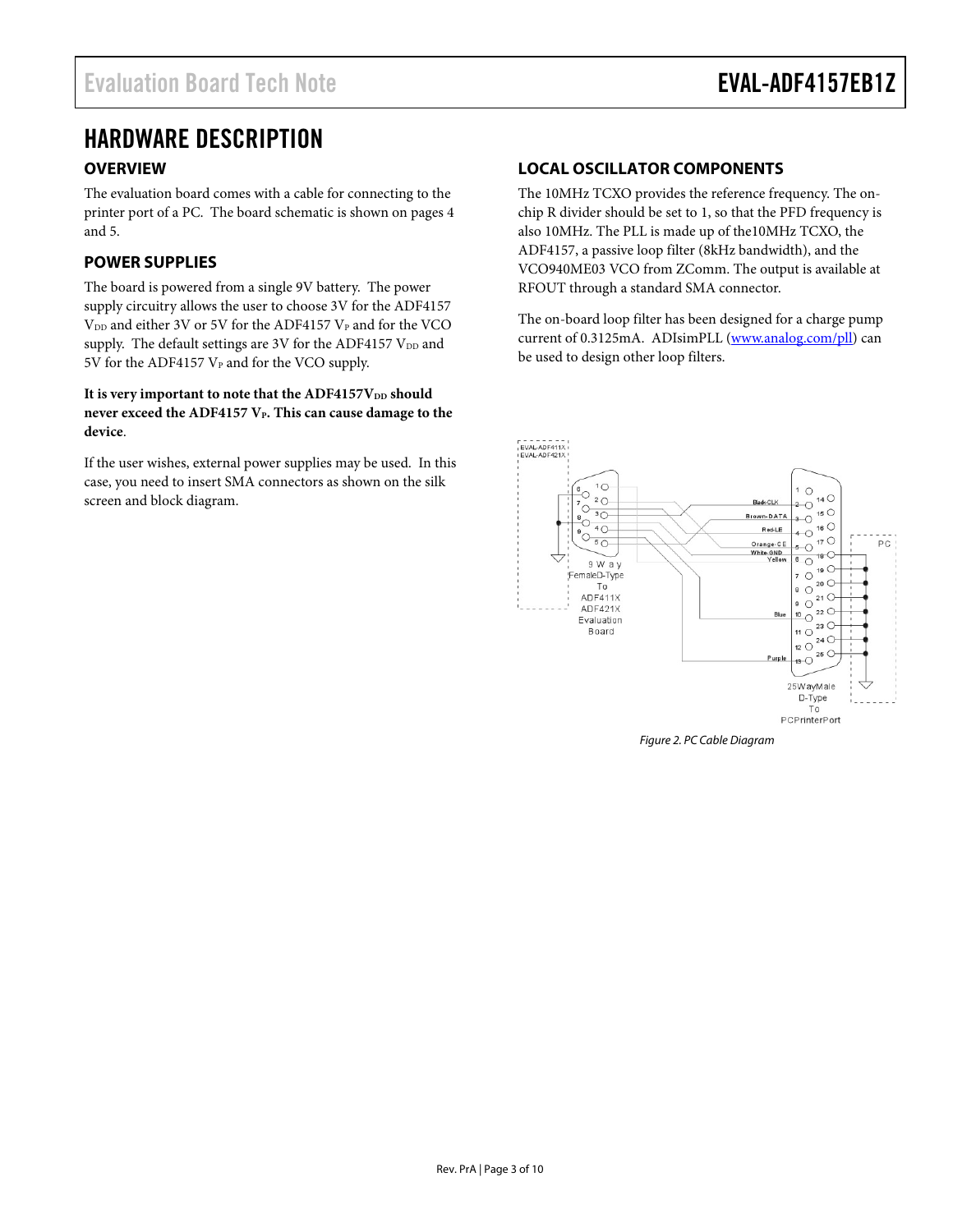# HARDWARE DESCRIPTION

## OVERVIEW

The evaluation board comes with a cable for connecting to the printer port of a PC. The board schematic is shown on pages 4 and 5.

## POWER SUPPLIES

The board is powered from a single 9V battery. The power supply circuitry allows the user to choose 3V for the ADF4157 $V_{DD}$ and either 3V or 5V for the ADF4157 $V_P$ and for the VCO supply. The default settings are 3V for the ADF4157 $V_{DD}$ and 5V for the ADF4157 $V_P$ and for the VCO supply.

**It is very important to note that the ADF4157 $V_{DD}$ should never exceed the ADF4157 $V_P$. This can cause damage to the device**.

If the user wishes, external power supplies may be used. In this case, you need to insert SMA connectors as shown on the silk screen and block diagram.

## LOCAL OSCILLATOR COMPONENTS

The 10MHz TCXO provides the reference frequency. The on-chip R divider should be set to 1, so that the PFD frequency is also 10MHz. The PLL is made up of the10MHz TCXO, the ADF4157, a passive loop filter (8kHz bandwidth), and the VCO940ME03 VCO from ZComm. The output is available at RFOUT through a standard SMA connector.

The on-board loop filter has been designed for a charge pump current of 0.3125mA. ADIsimPLL (www.analog.com/pll) can be used to design other loop filters.

*Figure 2. PC Cable Diagram*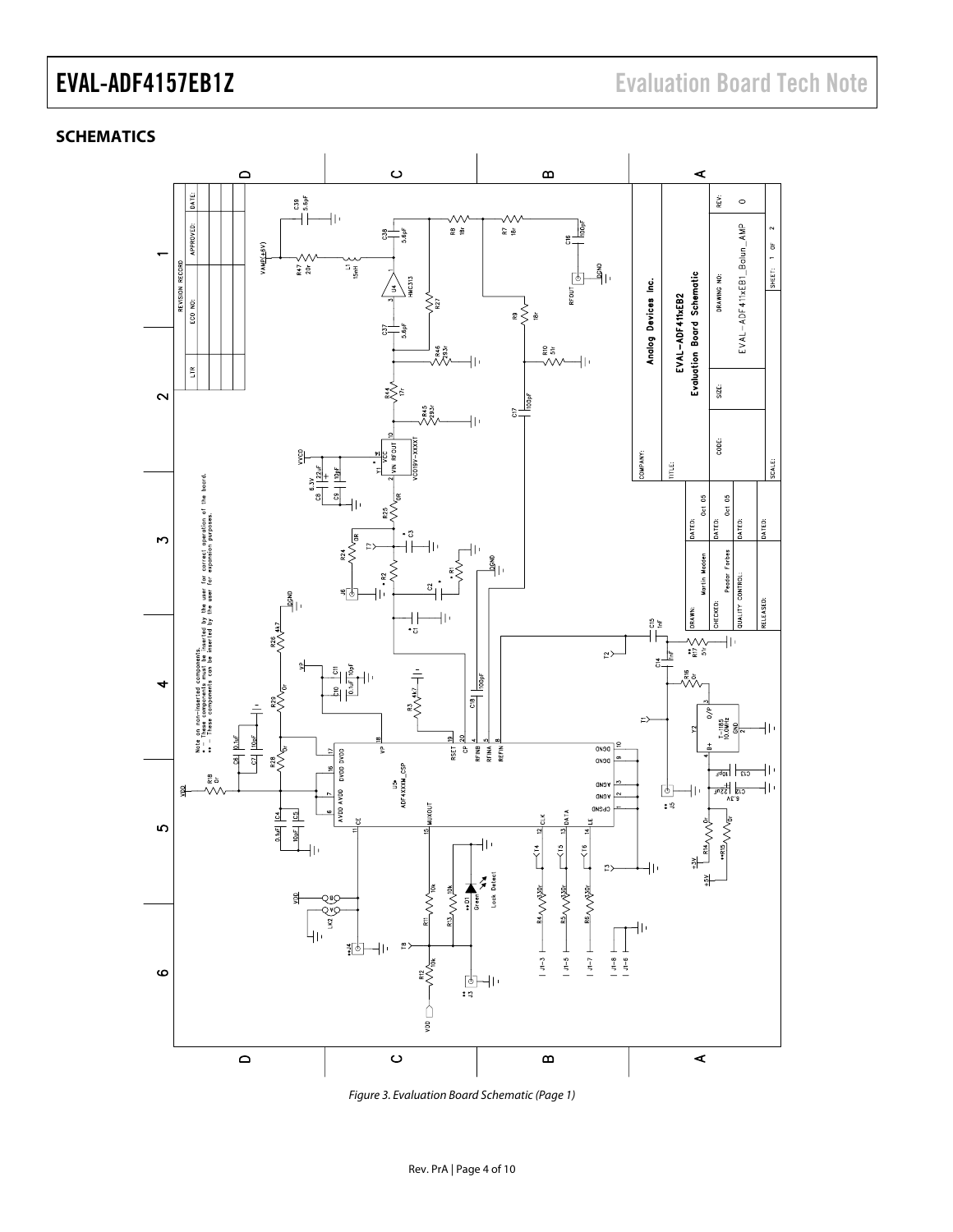## SCHEMATICS

Figure 3. Evaluation Board Schematic (Page 1)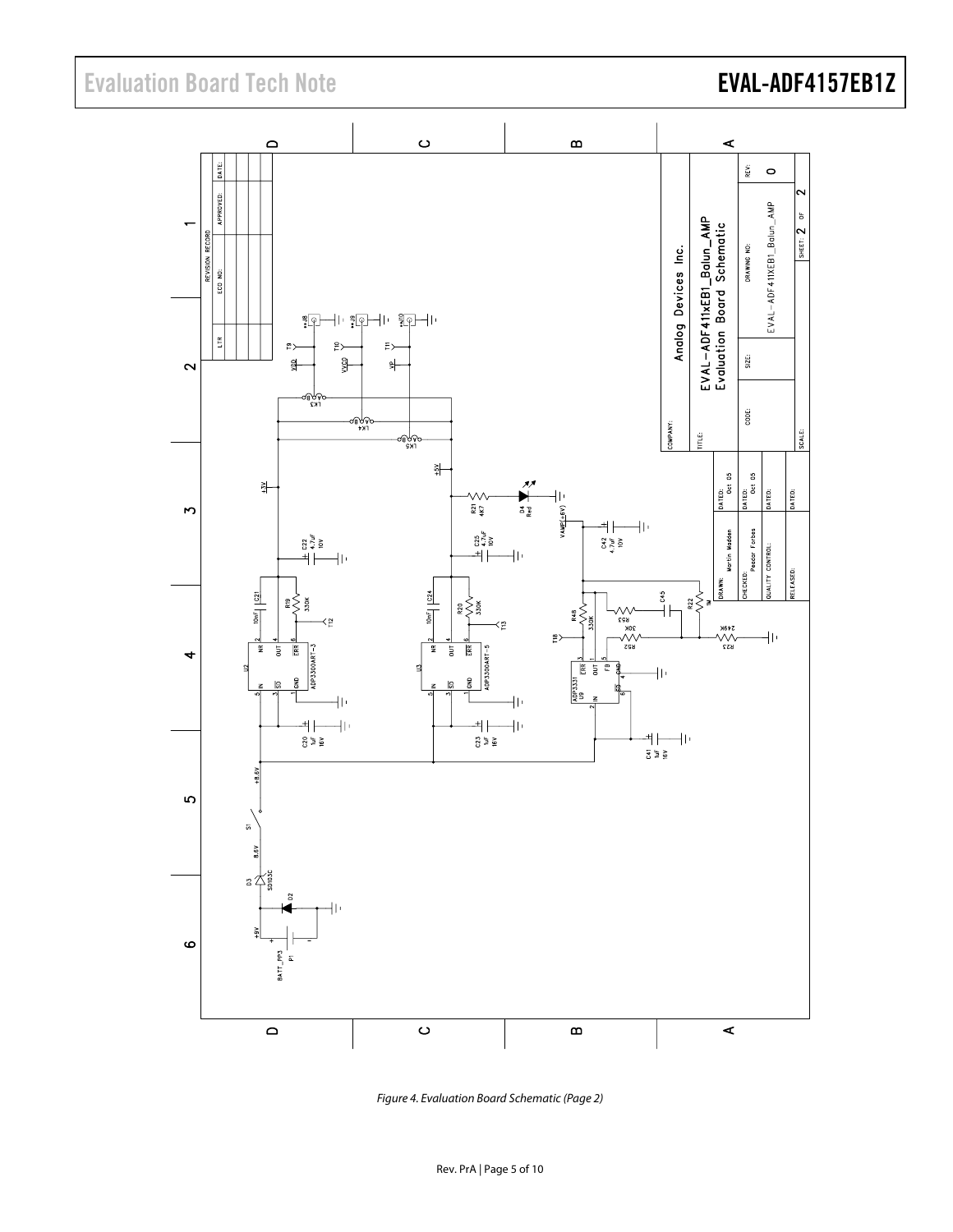Figure 4. Evaluation Board Schematic (Page 2)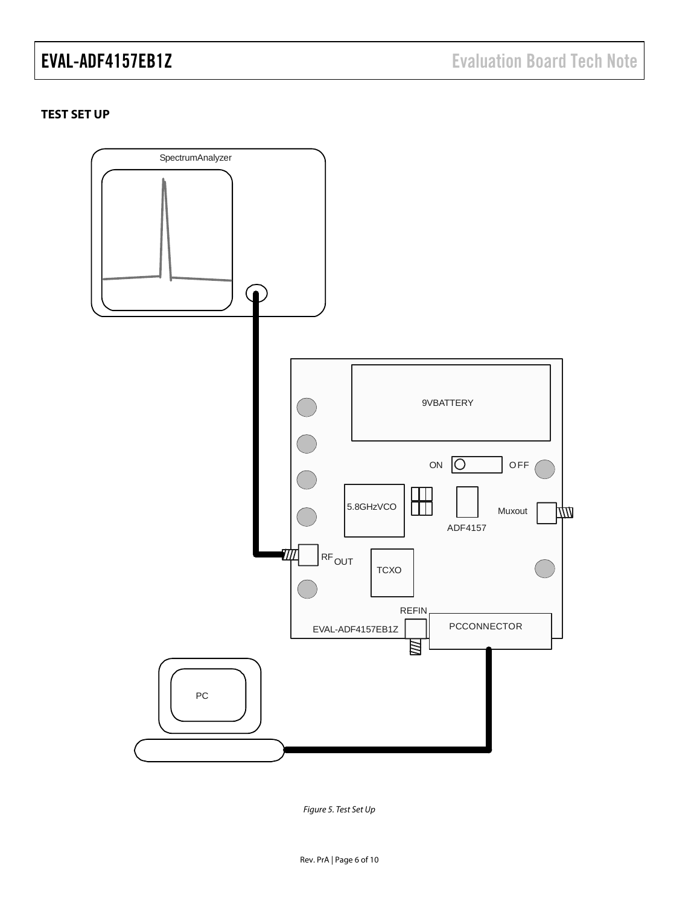## TEST SET UP

*Figure 5. Test Set Up*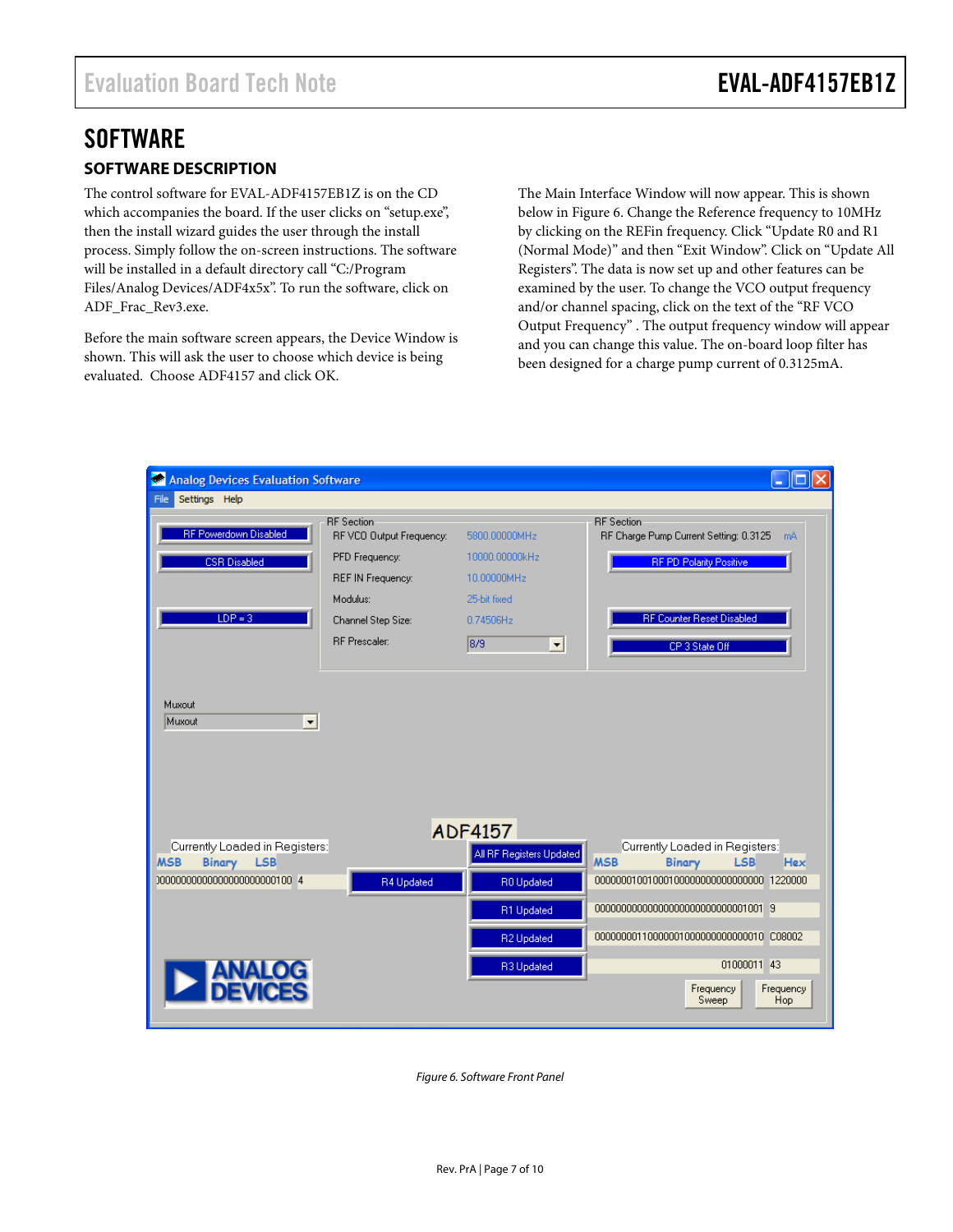# SOFTWARE

## SOFTWARE DESCRIPTION

The control software for EVAL-ADF4157EB1Z is on the CD which accompanies the board. If the user clicks on "setup.exe", then the install wizard guides the user through the install process. Simply follow the on-screen instructions. The software will be installed in a default directory call "C:/Program Files/Analog Devices/ADF4x5x". To run the software, click on ADF_Frac_Rev3.exe.

Before the main software screen appears, the Device Window is shown. This will ask the user to choose which device is being evaluated. Choose ADF4157 and click OK.

The Main Interface Window will now appear. This is shown below in Figure 6. Change the Reference frequency to 10MHz by clicking on the REFin frequency. Click "Update R0 and R1 (Normal Mode)" and then "Exit Window". Click on "Update All Registers". The data is now set up and other features can be examined by the user. To change the VCO output frequency and/or channel spacing, click on the text of the "RF VCO Output Frequency" . The output frequency window will appear and you can change this value. The on-board loop filter has been designed for a charge pump current of 0.3125mA.

*Figure 6. Software Front Panel*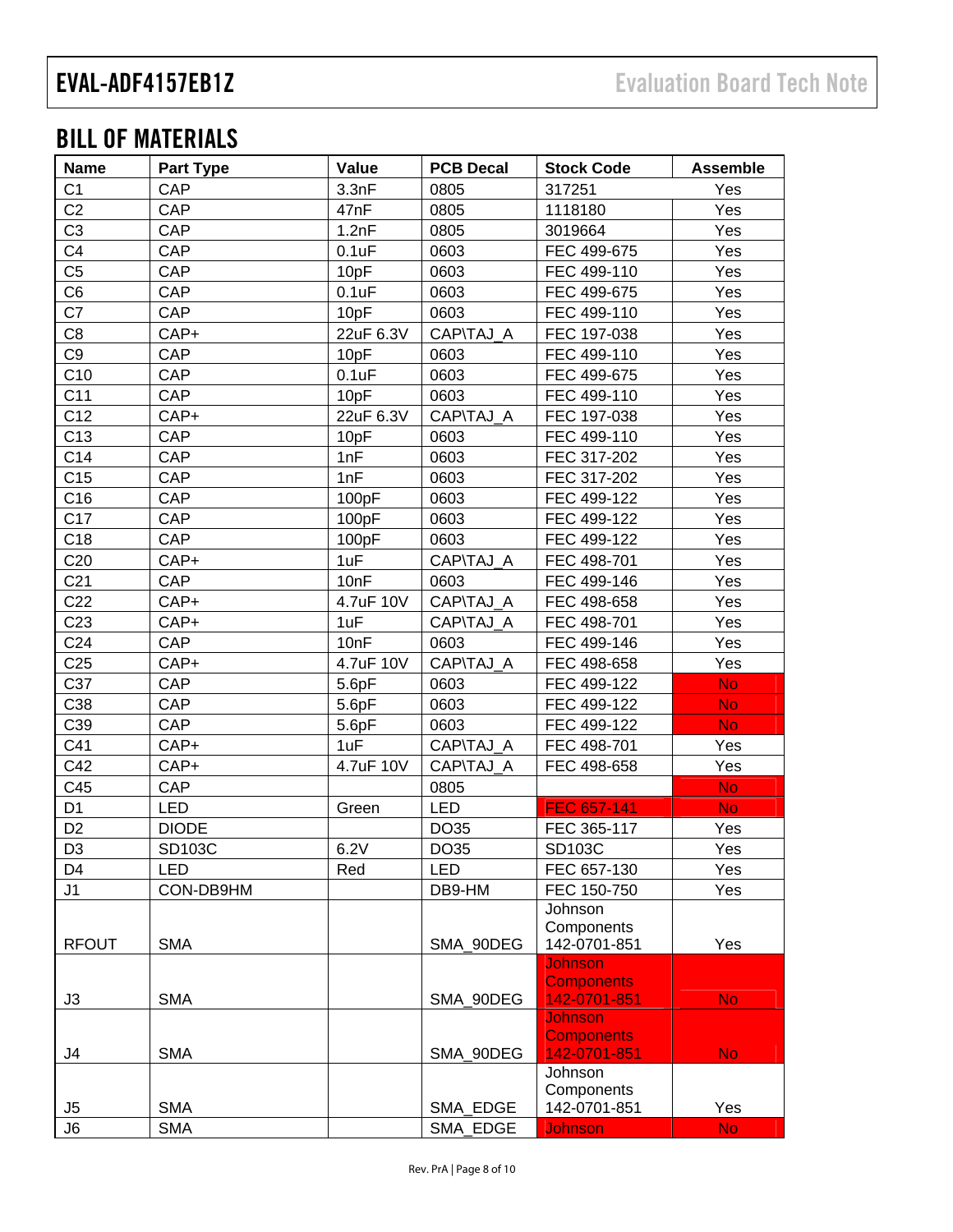## BILL OF MATERIALS

| Name | Part Type | Value | PCB Decal | Stock Code | Assemble |
|---|---|---|---|---|---|
| C1 | CAP | 3.3nF | 0805 | 317251 | Yes |
| C2 | CAP | 47nF | 0805 | 1118180 | Yes |
| C3 | CAP | 1.2nF | 0805 | 3019664 | Yes |
| C4 | CAP | 0.1uF | 0603 | FEC 499-675 | Yes |
| C5 | CAP | 10pF | 0603 | FEC 499-110 | Yes |
| C6 | CAP | 0.1uF | 0603 | FEC 499-675 | Yes |
| C7 | CAP | 10pF | 0603 | FEC 499-110 | Yes |
| C8 | CAP+ | 22uF 6.3V | CAP\TAJ_A | FEC 197-038 | Yes |
| C9 | CAP | 10pF | 0603 | FEC 499-110 | Yes |
| C10 | CAP | 0.1uF | 0603 | FEC 499-675 | Yes |
| C11 | CAP | 10pF | 0603 | FEC 499-110 | Yes |
| C12 | CAP+ | 22uF 6.3V | CAP\TAJ_A | FEC 197-038 | Yes |
| C13 | CAP | 10pF | 0603 | FEC 499-110 | Yes |
| C14 | CAP | 1nF | 0603 | FEC 317-202 | Yes |
| C15 | CAP | 1nF | 0603 | FEC 317-202 | Yes |
| C16 | CAP | 100pF | 0603 | FEC 499-122 | Yes |
| C17 | CAP | 100pF | 0603 | FEC 499-122 | Yes |
| C18 | CAP | 100pF | 0603 | FEC 499-122 | Yes |
| C20 | CAP+ | 1uF | CAP\TAJ_A | FEC 498-701 | Yes |
| C21 | CAP | 10nF | 0603 | FEC 499-146 | Yes |
| C22 | CAP+ | 4.7uF 10V | CAP\TAJ_A | FEC 498-658 | Yes |
| C23 | CAP+ | 1uF | CAP\TAJ_A | FEC 498-701 | Yes |
| C24 | CAP | 10nF | 0603 | FEC 499-146 | Yes |
| C25 | CAP+ | 4.7uF 10V | CAP\TAJ_A | FEC 498-658 | Yes |
| C37 | CAP | 5.6pF | 0603 | FEC 499-122 | No |
| C38 | CAP | 5.6pF | 0603 | FEC 499-122 | No |
| C39 | CAP | 5.6pF | 0603 | FEC 499-122 | No |
| C41 | CAP+ | 1uF | CAP\TAJ_A | FEC 498-701 | Yes |
| C42 | CAP+ | 4.7uF 10V | CAP\TAJ_A | FEC 498-658 | Yes |
| C45 | CAP | | 0805 | | No |
| D1 | LED | Green | LED | FEC 657-141 | No |
| D2 | DIODE | | DO35 | FEC 365-117 | Yes |
| D3 | SD103C | 6.2V | DO35 | SD103C | Yes |
| D4 | LED | Red | LED | FEC 657-130 | Yes |
| J1 | CON-DB9HM | | DB9-HM | FEC 150-750 | Yes |
| RFOUT | SMA | | SMA_90DEG | Johnson Components 142-0701-851 | Yes |
| J3 | SMA | | SMA_90DEG | Johnson Components 142-0701-851 | No |
| J4 | SMA | | SMA_90DEG | Johnson Components 142-0701-851 | No |
| J5 | SMA | | SMA_EDGE | Johnson Components 142-0701-851 | Yes |
| J6 | SMA | | SMA_EDGE | Johnson | No |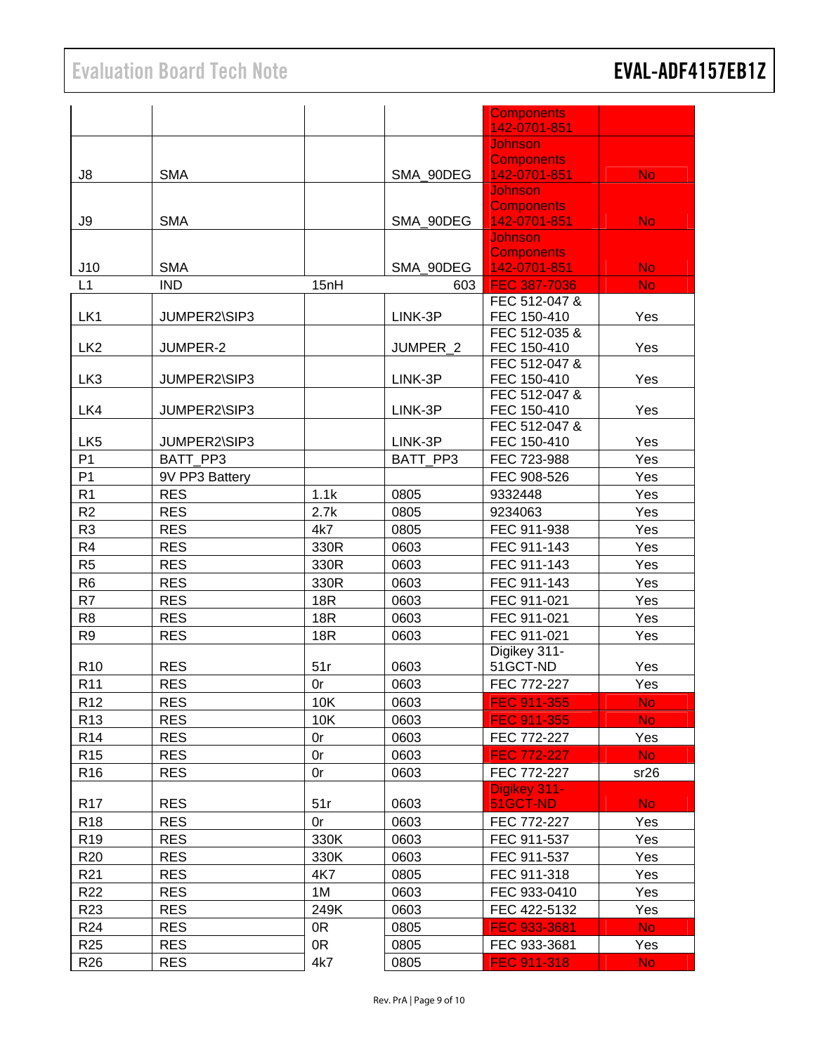| | | | | Components 142-0701-851 | |
|---|---|---|---|---|---|
| J8 | SMA | | SMA_90DEG | Johnson Components 142-0701-851 | No |
| J9 | SMA | | SMA_90DEG | Johnson Components 142-0701-851 | No |
| J10 | SMA | | SMA_90DEG | Johnson Components 142-0701-851 | No |
| L1 | IND | 15nH | 603 | FEC 387-7036 | No |
| LK1 | JUMPER2\SIP3 | | LINK-3P | FEC 512-047 & FEC 150-410 | Yes |
| LK2 | JUMPER-2 | | JUMPER_2 | FEC 512-035 & FEC 150-410 | Yes |
| LK3 | JUMPER2\SIP3 | | LINK-3P | FEC 512-047 & FEC 150-410 | Yes |
| LK4 | JUMPER2\SIP3 | | LINK-3P | FEC 512-047 & FEC 150-410 | Yes |
| LK5 | JUMPER2\SIP3 | | LINK-3P | FEC 512-047 & FEC 150-410 | Yes |
| P1 | BATT_PP3 | | BATT_PP3 | FEC 723-988 | Yes |
| P1 | 9V PP3 Battery | | | FEC 908-526 | Yes |
| R1 | RES | 1.1k | 0805 | 9332448 | Yes |
| R2 | RES | 2.7k | 0805 | 9234063 | Yes |
| R3 | RES | 4k7 | 0805 | FEC 911-938 | Yes |
| R4 | RES | 330R | 0603 | FEC 911-143 | Yes |
| R5 | RES | 330R | 0603 | FEC 911-143 | Yes |
| R6 | RES | 330R | 0603 | FEC 911-143 | Yes |
| R7 | RES | 18R | 0603 | FEC 911-021 | Yes |
| R8 | RES | 18R | 0603 | FEC 911-021 | Yes |
| R9 | RES | 18R | 0603 | FEC 911-021 | Yes |
| R10 | RES | 51r | 0603 | Digikey 311-51GCT-ND | Yes |
| R11 | RES | 0r | 0603 | FEC 772-227 | Yes |
| R12 | RES | 10K | 0603 | FEC 911-355 | No |
| R13 | RES | 10K | 0603 | FEC 911-355 | No |
| R14 | RES | 0r | 0603 | FEC 772-227 | Yes |
| R15 | RES | 0r | 0603 | FEC 772-227 | No |
| R16 | RES | 0r | 0603 | FEC 772-227 | sr26 |
| R17 | RES | 51r | 0603 | Digikey 311-51GCT-ND | No |
| R18 | RES | 0r | 0603 | FEC 772-227 | Yes |
| R19 | RES | 330K | 0603 | FEC 911-537 | Yes |
| R20 | RES | 330K | 0603 | FEC 911-537 | Yes |
| R21 | RES | 4K7 | 0805 | FEC 911-318 | Yes |
| R22 | RES | 1M | 0603 | FEC 933-0410 | Yes |
| R23 | RES | 249K | 0603 | FEC 422-5132 | Yes |
| R24 | RES | 0R | 0805 | FEC 933-3681 | No |
| R25 | RES | 0R | 0805 | FEC 933-3681 | Yes |
| R26 | RES | 4k7 | 0805 | FEC 911-318 | No |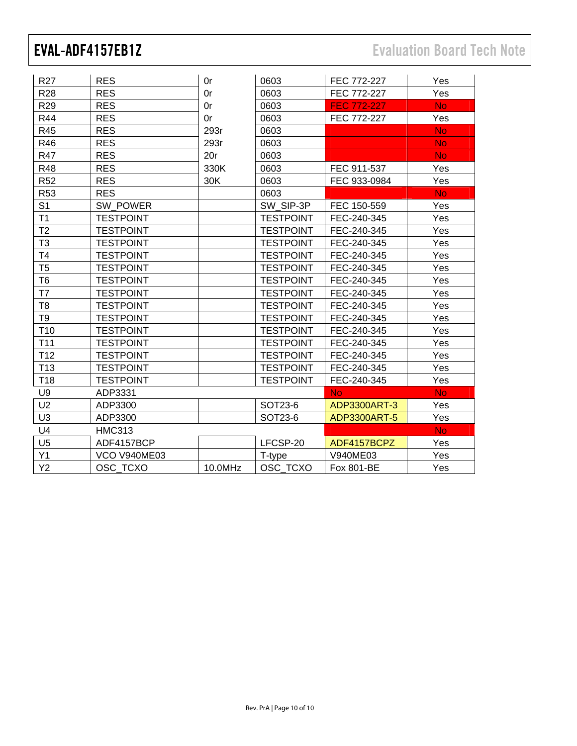| | | | | | |
|---|---|---|---|---|---|
| R27 | RES | 0r | 0603 | FEC 772-227 | Yes |
| R28 | RES | 0r | 0603 | FEC 772-227 | Yes |
| R29 | RES | 0r | 0603 | FEC 772-227 | No |
| R44 | RES | 0r | 0603 | FEC 772-227 | Yes |
| R45 | RES | 293r | 0603 | | No |
| R46 | RES | 293r | 0603 | | No |
| R47 | RES | 20r | 0603 | | No |
| R48 | RES | 330K | 0603 | FEC 911-537 | Yes |
| R52 | RES | 30K | 0603 | FEC 933-0984 | Yes |
| R53 | RES | | 0603 | | No |
| S1 | SW_POWER | | SW_SIP-3P | FEC 150-559 | Yes |
| T1 | TESTPOINT | | TESTPOINT | FEC-240-345 | Yes |
| T2 | TESTPOINT | | TESTPOINT | FEC-240-345 | Yes |
| T3 | TESTPOINT | | TESTPOINT | FEC-240-345 | Yes |
| T4 | TESTPOINT | | TESTPOINT | FEC-240-345 | Yes |
| T5 | TESTPOINT | | TESTPOINT | FEC-240-345 | Yes |
| T6 | TESTPOINT | | TESTPOINT | FEC-240-345 | Yes |
| T7 | TESTPOINT | | TESTPOINT | FEC-240-345 | Yes |
| T8 | TESTPOINT | | TESTPOINT | FEC-240-345 | Yes |
| T9 | TESTPOINT | | TESTPOINT | FEC-240-345 | Yes |
| T10 | TESTPOINT | | TESTPOINT | FEC-240-345 | Yes |
| T11 | TESTPOINT | | TESTPOINT | FEC-240-345 | Yes |
| T12 | TESTPOINT | | TESTPOINT | FEC-240-345 | Yes |
| T13 | TESTPOINT | | TESTPOINT | FEC-240-345 | Yes |
| T18 | TESTPOINT | | TESTPOINT | FEC-240-345 | Yes |
| U9 | ADP3331 | | | No | No |
| U2 | ADP3300 | | SOT23-6 | ADP3300ART-3 | Yes |
| U3 | ADP3300 | | SOT23-6 | ADP3300ART-5 | Yes |
| U4 | HMC313 | | | | No |
| U5 | ADF4157BCP | | LFCSP-20 | ADF4157BCPZ | Yes |
| Y1 | VCO V940ME03 | | T-type | V940ME03 | Yes |
| Y2 | OSC_TCXO | 10.0MHz | OSC_TCXO | Fox 801-BE | Yes |